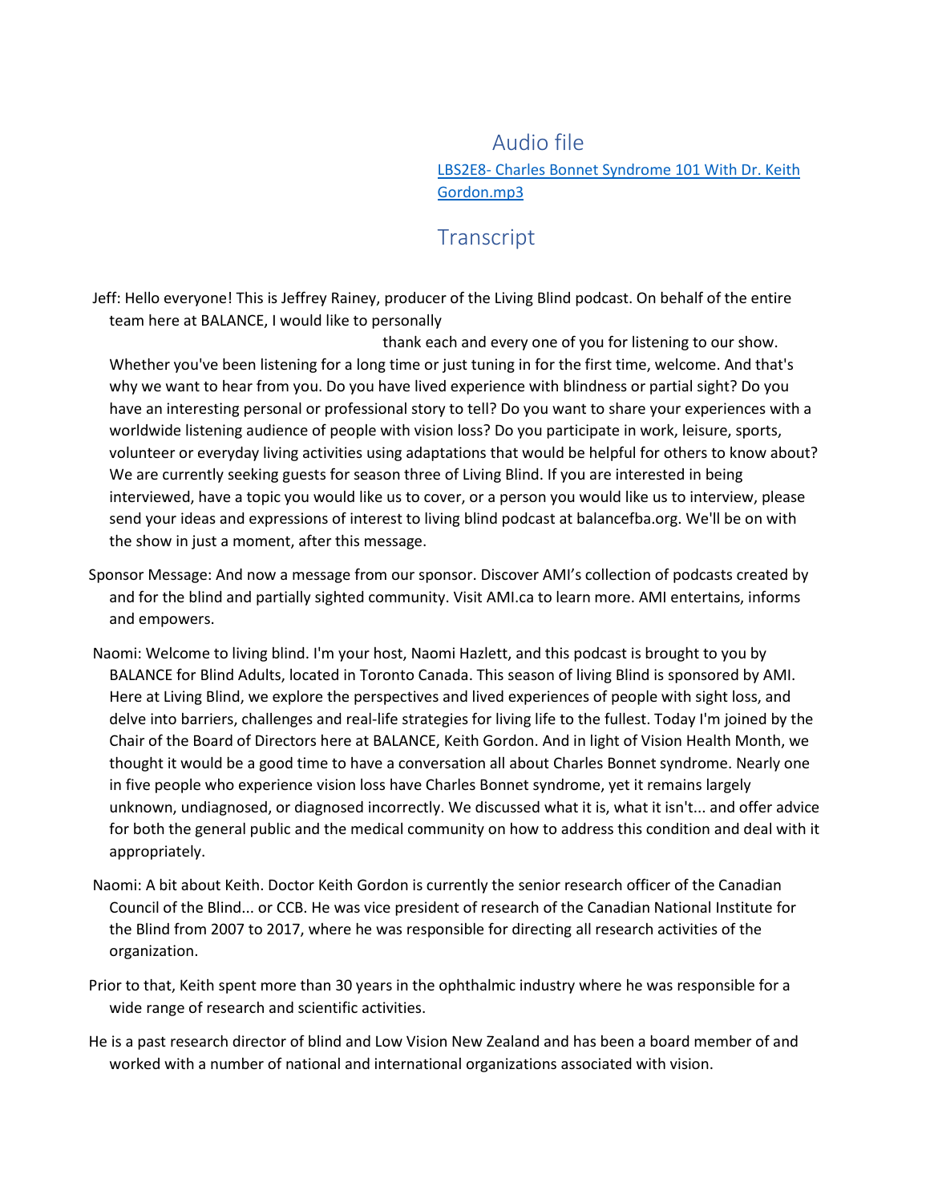## Audio file

[LBS2E8- Charles Bonnet Syndrome 101 With Dr. Keith Gordon.mp3]

## Transcript

Jeff: Hello everyone! This is Jeffrey Rainey, producer of the Living Blind podcast. On behalf of the entire team here at BALANCE, I would like to personally thank each and every one of you for listening to our show. Whether you've been listening for a long time or just tuning in for the first time, welcome. And that's why we want to hear from you. Do you have lived experience with blindness or partial sight? Do you have an interesting personal or professional story to tell? Do you want to share your experiences with a worldwide listening audience of people with vision loss? Do you participate in work, leisure, sports, volunteer or everyday living activities using adaptations that would be helpful for others to know about? We are currently seeking guests for season three of Living Blind. If you are interested in being interviewed, have a topic you would like us to cover, or a person you would like us to interview, please send your ideas and expressions of interest to living blind podcast at balancefba.org. We'll be on with the show in just a moment, after this message.

Sponsor Message: And now a message from our sponsor. Discover AMI's collection of podcasts created by and for the blind and partially sighted community. Visit AMI.ca to learn more. AMI entertains, informs and empowers.

Naomi: Welcome to living blind. I'm your host, Naomi Hazlett, and this podcast is brought to you by BALANCE for Blind Adults, located in Toronto Canada. This season of living Blind is sponsored by AMI. Here at Living Blind, we explore the perspectives and lived experiences of people with sight loss, and delve into barriers, challenges and real-life strategies for living life to the fullest. Today I'm joined by the Chair of the Board of Directors here at BALANCE, Keith Gordon. And in light of Vision Health Month, we thought it would be a good time to have a conversation all about Charles Bonnet syndrome. Nearly one in five people who experience vision loss have Charles Bonnet syndrome, yet it remains largely unknown, undiagnosed, or diagnosed incorrectly. We discussed what it is, what it isn't... and offer advice for both the general public and the medical community on how to address this condition and deal with it appropriately.

Naomi: A bit about Keith. Doctor Keith Gordon is currently the senior research officer of the Canadian Council of the Blind... or CCB. He was vice president of research of the Canadian National Institute for the Blind from 2007 to 2017, where he was responsible for directing all research activities of the organization.

Prior to that, Keith spent more than 30 years in the ophthalmic industry where he was responsible for a wide range of research and scientific activities.

He is a past research director of blind and Low Vision New Zealand and has been a board member of and worked with a number of national and international organizations associated with vision.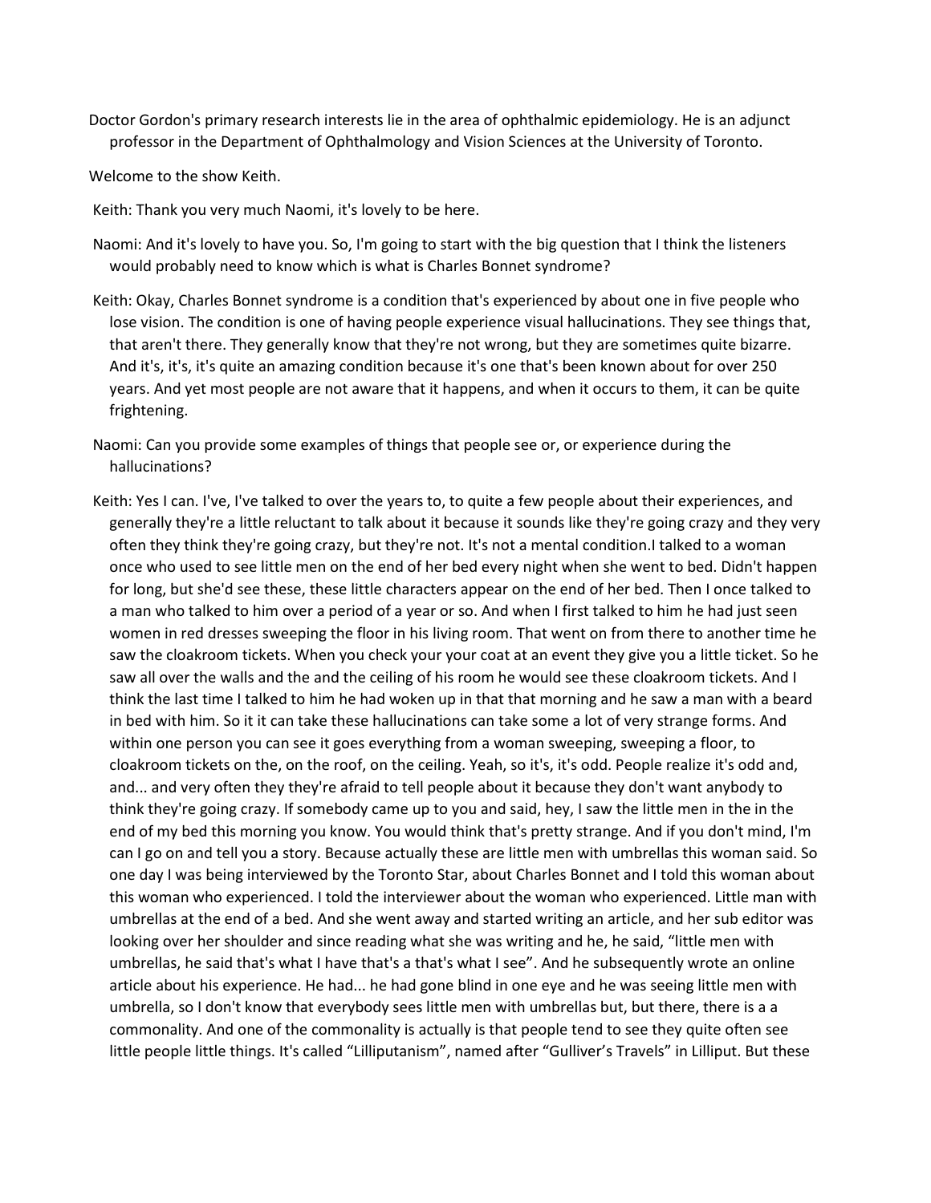Doctor Gordon's primary research interests lie in the area of ophthalmic epidemiology. He is an adjunct professor in the Department of Ophthalmology and Vision Sciences at the University of Toronto.

Welcome to the show Keith.

Keith: Thank you very much Naomi, it's lovely to be here.

Naomi: And it's lovely to have you. So, I'm going to start with the big question that I think the listeners would probably need to know which is what is Charles Bonnet syndrome?

Keith: Okay, Charles Bonnet syndrome is a condition that's experienced by about one in five people who lose vision. The condition is one of having people experience visual hallucinations. They see things that, that aren't there. They generally know that they're not wrong, but they are sometimes quite bizarre. And it's, it's, it's quite an amazing condition because it's one that's been known about for over 250 years. And yet most people are not aware that it happens, and when it occurs to them, it can be quite frightening.

Naomi: Can you provide some examples of things that people see or, or experience during the hallucinations?

Keith: Yes I can. I've, I've talked to over the years to, to quite a few people about their experiences, and generally they're a little reluctant to talk about it because it sounds like they're going crazy and they very often they think they're going crazy, but they're not. It's not a mental condition.I talked to a woman once who used to see little men on the end of her bed every night when she went to bed. Didn't happen for long, but she'd see these, these little characters appear on the end of her bed. Then I once talked to a man who talked to him over a period of a year or so. And when I first talked to him he had just seen women in red dresses sweeping the floor in his living room. That went on from there to another time he saw the cloakroom tickets. When you check your your coat at an event they give you a little ticket. So he saw all over the walls and the and the ceiling of his room he would see these cloakroom tickets. And I think the last time I talked to him he had woken up in that that morning and he saw a man with a beard in bed with him. So it it can take these hallucinations can take some a lot of very strange forms. And within one person you can see it goes everything from a woman sweeping, sweeping a floor, to cloakroom tickets on the, on the roof, on the ceiling. Yeah, so it's, it's odd. People realize it's odd and, and... and very often they they're afraid to tell people about it because they don't want anybody to think they're going crazy. If somebody came up to you and said, hey, I saw the little men in the in the end of my bed this morning you know. You would think that's pretty strange. And if you don't mind, I'm can I go on and tell you a story. Because actually these are little men with umbrellas this woman said. So one day I was being interviewed by the Toronto Star, about Charles Bonnet and I told this woman about this woman who experienced. I told the interviewer about the woman who experienced. Little man with umbrellas at the end of a bed. And she went away and started writing an article, and her sub editor was looking over her shoulder and since reading what she was writing and he, he said, "little men with umbrellas, he said that's what I have that's a that's what I see". And he subsequently wrote an online article about his experience. He had... he had gone blind in one eye and he was seeing little men with umbrella, so I don't know that everybody sees little men with umbrellas but, but there, there is a a commonality. And one of the commonality is actually is that people tend to see they quite often see little people little things. It's called "Lilliputanism", named after "Gulliver's Travels" in Lilliput. But these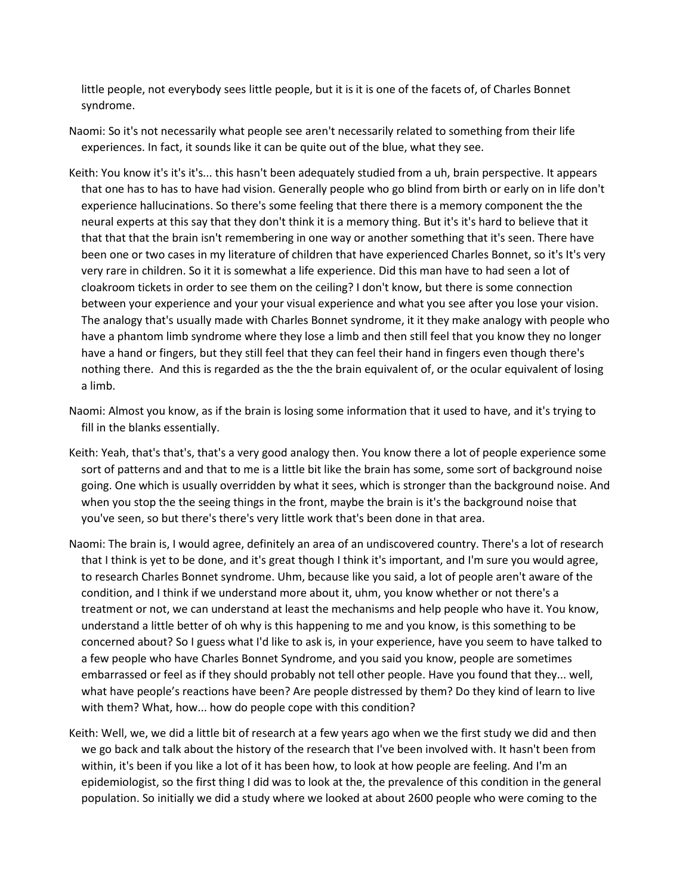little people, not everybody sees little people, but it is it is one of the facets of, of Charles Bonnet syndrome.

Naomi: So it's not necessarily what people see aren't necessarily related to something from their life experiences. In fact, it sounds like it can be quite out of the blue, what they see.

Keith: You know it's it's it's... this hasn't been adequately studied from a uh, brain perspective. It appears that one has to has to have had vision. Generally people who go blind from birth or early on in life don't experience hallucinations. So there's some feeling that there there is a memory component the the neural experts at this say that they don't think it is a memory thing. But it's it's hard to believe that it that that that the brain isn't remembering in one way or another something that it's seen. There have been one or two cases in my literature of children that have experienced Charles Bonnet, so it's It's very very rare in children. So it it is somewhat a life experience. Did this man have to had seen a lot of cloakroom tickets in order to see them on the ceiling? I don't know, but there is some connection between your experience and your your visual experience and what you see after you lose your vision. The analogy that's usually made with Charles Bonnet syndrome, it it they make analogy with people who have a phantom limb syndrome where they lose a limb and then still feel that you know they no longer have a hand or fingers, but they still feel that they can feel their hand in fingers even though there's nothing there. And this is regarded as the the the brain equivalent of, or the ocular equivalent of losing a limb.

Naomi: Almost you know, as if the brain is losing some information that it used to have, and it's trying to fill in the blanks essentially.

Keith: Yeah, that's that's, that's a very good analogy then. You know there a lot of people experience some sort of patterns and and that to me is a little bit like the brain has some, some sort of background noise going. One which is usually overridden by what it sees, which is stronger than the background noise. And when you stop the the seeing things in the front, maybe the brain is it's the background noise that you've seen, so but there's there's very little work that's been done in that area.

Naomi: The brain is, I would agree, definitely an area of an undiscovered country. There's a lot of research that I think is yet to be done, and it's great though I think it's important, and I'm sure you would agree, to research Charles Bonnet syndrome. Uhm, because like you said, a lot of people aren't aware of the condition, and I think if we understand more about it, uhm, you know whether or not there's a treatment or not, we can understand at least the mechanisms and help people who have it. You know, understand a little better of oh why is this happening to me and you know, is this something to be concerned about? So I guess what I'd like to ask is, in your experience, have you seem to have talked to a few people who have Charles Bonnet Syndrome, and you said you know, people are sometimes embarrassed or feel as if they should probably not tell other people. Have you found that they... well, what have people's reactions have been? Are people distressed by them? Do they kind of learn to live with them? What, how... how do people cope with this condition?

Keith: Well, we, we did a little bit of research at a few years ago when we the first study we did and then we go back and talk about the history of the research that I've been involved with. It hasn't been from within, it's been if you like a lot of it has been how, to look at how people are feeling. And I'm an epidemiologist, so the first thing I did was to look at the, the prevalence of this condition in the general population. So initially we did a study where we looked at about 2600 people who were coming to the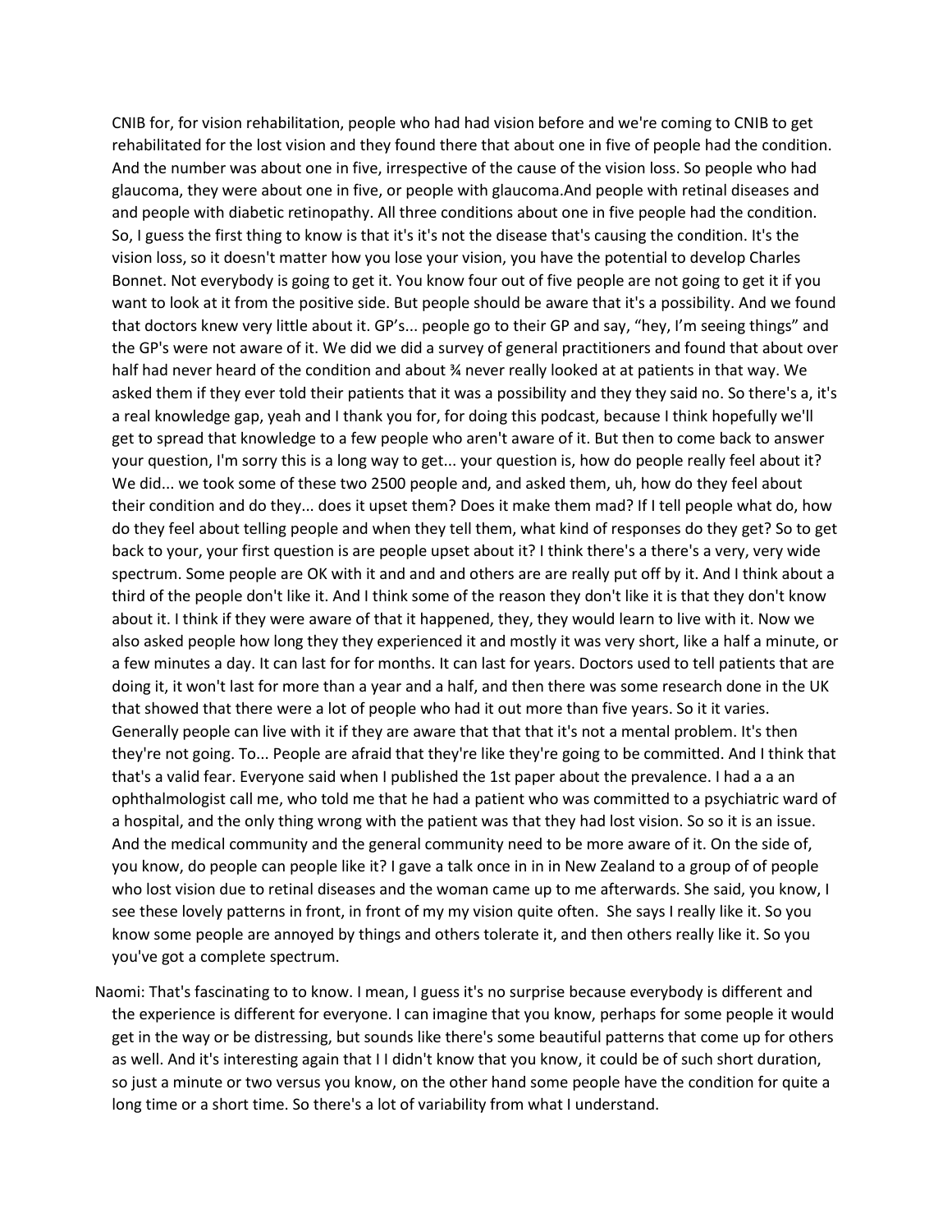CNIB for, for vision rehabilitation, people who had had vision before and we're coming to CNIB to get rehabilitated for the lost vision and they found there that about one in five of people had the condition. And the number was about one in five, irrespective of the cause of the vision loss. So people who had glaucoma, they were about one in five, or people with glaucoma.And people with retinal diseases and and people with diabetic retinopathy. All three conditions about one in five people had the condition. So, I guess the first thing to know is that it's it's not the disease that's causing the condition. It's the vision loss, so it doesn't matter how you lose your vision, you have the potential to develop Charles Bonnet. Not everybody is going to get it. You know four out of five people are not going to get it if you want to look at it from the positive side. But people should be aware that it's a possibility. And we found that doctors knew very little about it. GP's... people go to their GP and say, "hey, I'm seeing things" and the GP's were not aware of it. We did we did a survey of general practitioners and found that about over half had never heard of the condition and about ¾ never really looked at at patients in that way. We asked them if they ever told their patients that it was a possibility and they they said no. So there's a, it's a real knowledge gap, yeah and I thank you for, for doing this podcast, because I think hopefully we'll get to spread that knowledge to a few people who aren't aware of it. But then to come back to answer your question, I'm sorry this is a long way to get... your question is, how do people really feel about it? We did... we took some of these two 2500 people and, and asked them, uh, how do they feel about their condition and do they... does it upset them? Does it make them mad? If I tell people what do, how do they feel about telling people and when they tell them, what kind of responses do they get? So to get back to your, your first question is are people upset about it? I think there's a there's a very, very wide spectrum. Some people are OK with it and and and others are are really put off by it. And I think about a third of the people don't like it. And I think some of the reason they don't like it is that they don't know about it. I think if they were aware of that it happened, they, they would learn to live with it. Now we also asked people how long they they experienced it and mostly it was very short, like a half a minute, or a few minutes a day. It can last for for months. It can last for years. Doctors used to tell patients that are doing it, it won't last for more than a year and a half, and then there was some research done in the UK that showed that there were a lot of people who had it out more than five years. So it it varies. Generally people can live with it if they are aware that that that it's not a mental problem. It's then they're not going. To... People are afraid that they're like they're going to be committed. And I think that that's a valid fear. Everyone said when I published the 1st paper about the prevalence. I had a a an ophthalmologist call me, who told me that he had a patient who was committed to a psychiatric ward of a hospital, and the only thing wrong with the patient was that they had lost vision. So so it is an issue. And the medical community and the general community need to be more aware of it. On the side of, you know, do people can people like it? I gave a talk once in in in New Zealand to a group of of people who lost vision due to retinal diseases and the woman came up to me afterwards. She said, you know, I see these lovely patterns in front, in front of my my vision quite often. She says I really like it. So you know some people are annoyed by things and others tolerate it, and then others really like it. So you you've got a complete spectrum.

Naomi: That's fascinating to to know. I mean, I guess it's no surprise because everybody is different and the experience is different for everyone. I can imagine that you know, perhaps for some people it would get in the way or be distressing, but sounds like there's some beautiful patterns that come up for others as well. And it's interesting again that I I didn't know that you know, it could be of such short duration, so just a minute or two versus you know, on the other hand some people have the condition for quite a long time or a short time. So there's a lot of variability from what I understand.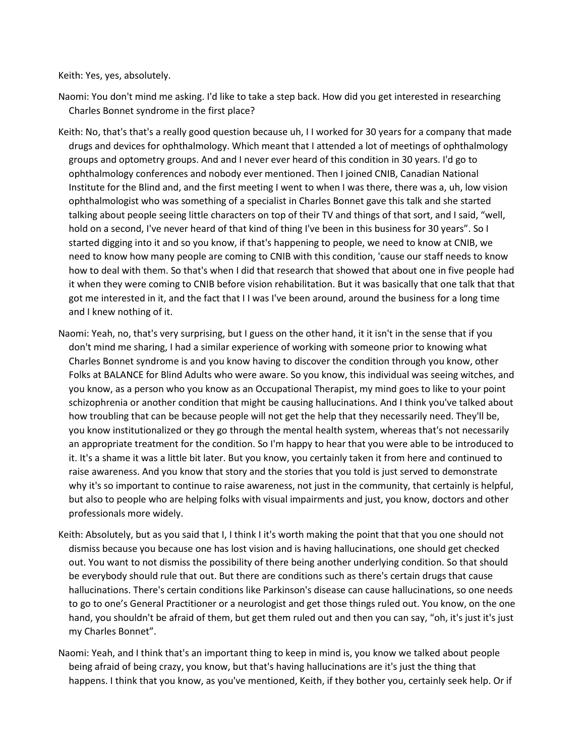Keith: Yes, yes, absolutely.

Naomi: You don't mind me asking. I'd like to take a step back. How did you get interested in researching Charles Bonnet syndrome in the first place?

Keith: No, that's that's a really good question because uh, I I worked for 30 years for a company that made drugs and devices for ophthalmology. Which meant that I attended a lot of meetings of ophthalmology groups and optometry groups. And and I never ever heard of this condition in 30 years. I'd go to ophthalmology conferences and nobody ever mentioned. Then I joined CNIB, Canadian National Institute for the Blind and, and the first meeting I went to when I was there, there was a, uh, low vision ophthalmologist who was something of a specialist in Charles Bonnet gave this talk and she started talking about people seeing little characters on top of their TV and things of that sort, and I said, "well, hold on a second, I've never heard of that kind of thing I've been in this business for 30 years". So I started digging into it and so you know, if that's happening to people, we need to know at CNIB, we need to know how many people are coming to CNIB with this condition, 'cause our staff needs to know how to deal with them. So that's when I did that research that showed that about one in five people had it when they were coming to CNIB before vision rehabilitation. But it was basically that one talk that that got me interested in it, and the fact that I I was I've been around, around the business for a long time and I knew nothing of it.

Naomi: Yeah, no, that's very surprising, but I guess on the other hand, it it isn't in the sense that if you don't mind me sharing, I had a similar experience of working with someone prior to knowing what Charles Bonnet syndrome is and you know having to discover the condition through you know, other Folks at BALANCE for Blind Adults who were aware. So you know, this individual was seeing witches, and you know, as a person who you know as an Occupational Therapist, my mind goes to like to your point schizophrenia or another condition that might be causing hallucinations. And I think you've talked about how troubling that can be because people will not get the help that they necessarily need. They'll be, you know institutionalized or they go through the mental health system, whereas that's not necessarily an appropriate treatment for the condition. So I'm happy to hear that you were able to be introduced to it. It's a shame it was a little bit later. But you know, you certainly taken it from here and continued to raise awareness. And you know that story and the stories that you told is just served to demonstrate why it's so important to continue to raise awareness, not just in the community, that certainly is helpful, but also to people who are helping folks with visual impairments and just, you know, doctors and other professionals more widely.

Keith: Absolutely, but as you said that I, I think I it's worth making the point that that you one should not dismiss because you because one has lost vision and is having hallucinations, one should get checked out. You want to not dismiss the possibility of there being another underlying condition. So that should be everybody should rule that out. But there are conditions such as there's certain drugs that cause hallucinations. There's certain conditions like Parkinson's disease can cause hallucinations, so one needs to go to one's General Practitioner or a neurologist and get those things ruled out. You know, on the one hand, you shouldn't be afraid of them, but get them ruled out and then you can say, "oh, it's just it's just my Charles Bonnet".

Naomi: Yeah, and I think that's an important thing to keep in mind is, you know we talked about people being afraid of being crazy, you know, but that's having hallucinations are it's just the thing that happens. I think that you know, as you've mentioned, Keith, if they bother you, certainly seek help. Or if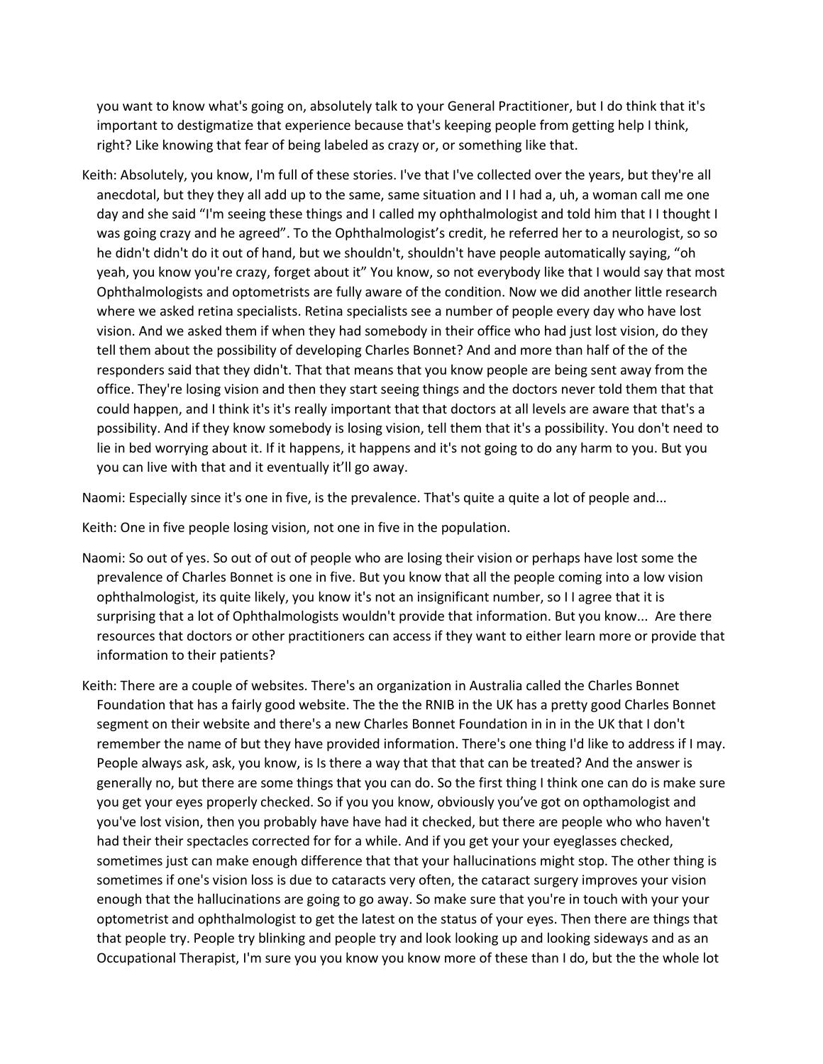you want to know what's going on, absolutely talk to your General Practitioner, but I do think that it's important to destigmatize that experience because that's keeping people from getting help I think, right? Like knowing that fear of being labeled as crazy or, or something like that.

Keith: Absolutely, you know, I'm full of these stories. I've that I've collected over the years, but they're all anecdotal, but they they all add up to the same, same situation and I I had a, uh, a woman call me one day and she said "I'm seeing these things and I called my ophthalmologist and told him that I I thought I was going crazy and he agreed". To the Ophthalmologist's credit, he referred her to a neurologist, so so he didn't didn't do it out of hand, but we shouldn't, shouldn't have people automatically saying, "oh yeah, you know you're crazy, forget about it" You know, so not everybody like that I would say that most Ophthalmologists and optometrists are fully aware of the condition. Now we did another little research where we asked retina specialists. Retina specialists see a number of people every day who have lost vision. And we asked them if when they had somebody in their office who had just lost vision, do they tell them about the possibility of developing Charles Bonnet? And and more than half of the of the responders said that they didn't. That that means that you know people are being sent away from the office. They're losing vision and then they start seeing things and the doctors never told them that that could happen, and I think it's it's really important that that doctors at all levels are aware that that's a possibility. And if they know somebody is losing vision, tell them that it's a possibility. You don't need to lie in bed worrying about it. If it happens, it happens and it's not going to do any harm to you. But you you can live with that and it eventually it'll go away.

Naomi: Especially since it's one in five, is the prevalence. That's quite a quite a lot of people and...

Keith: One in five people losing vision, not one in five in the population.

Naomi: So out of yes. So out of out of people who are losing their vision or perhaps have lost some the prevalence of Charles Bonnet is one in five. But you know that all the people coming into a low vision ophthalmologist, its quite likely, you know it's not an insignificant number, so I I agree that it is surprising that a lot of Ophthalmologists wouldn't provide that information. But you know... Are there resources that doctors or other practitioners can access if they want to either learn more or provide that information to their patients?

Keith: There are a couple of websites. There's an organization in Australia called the Charles Bonnet Foundation that has a fairly good website. The the the RNIB in the UK has a pretty good Charles Bonnet segment on their website and there's a new Charles Bonnet Foundation in in in the UK that I don't remember the name of but they have provided information. There's one thing I'd like to address if I may. People always ask, ask, you know, is Is there a way that that that can be treated? And the answer is generally no, but there are some things that you can do. So the first thing I think one can do is make sure you get your eyes properly checked. So if you you know, obviously you've got on opthamologist and you've lost vision, then you probably have have had it checked, but there are people who who haven't had their their spectacles corrected for for a while. And if you get your your eyeglasses checked, sometimes just can make enough difference that that your hallucinations might stop. The other thing is sometimes if one's vision loss is due to cataracts very often, the cataract surgery improves your vision enough that the hallucinations are going to go away. So make sure that you're in touch with your your optometrist and ophthalmologist to get the latest on the status of your eyes. Then there are things that that people try. People try blinking and people try and look looking up and looking sideways and as an Occupational Therapist, I'm sure you you know you know more of these than I do, but the the whole lot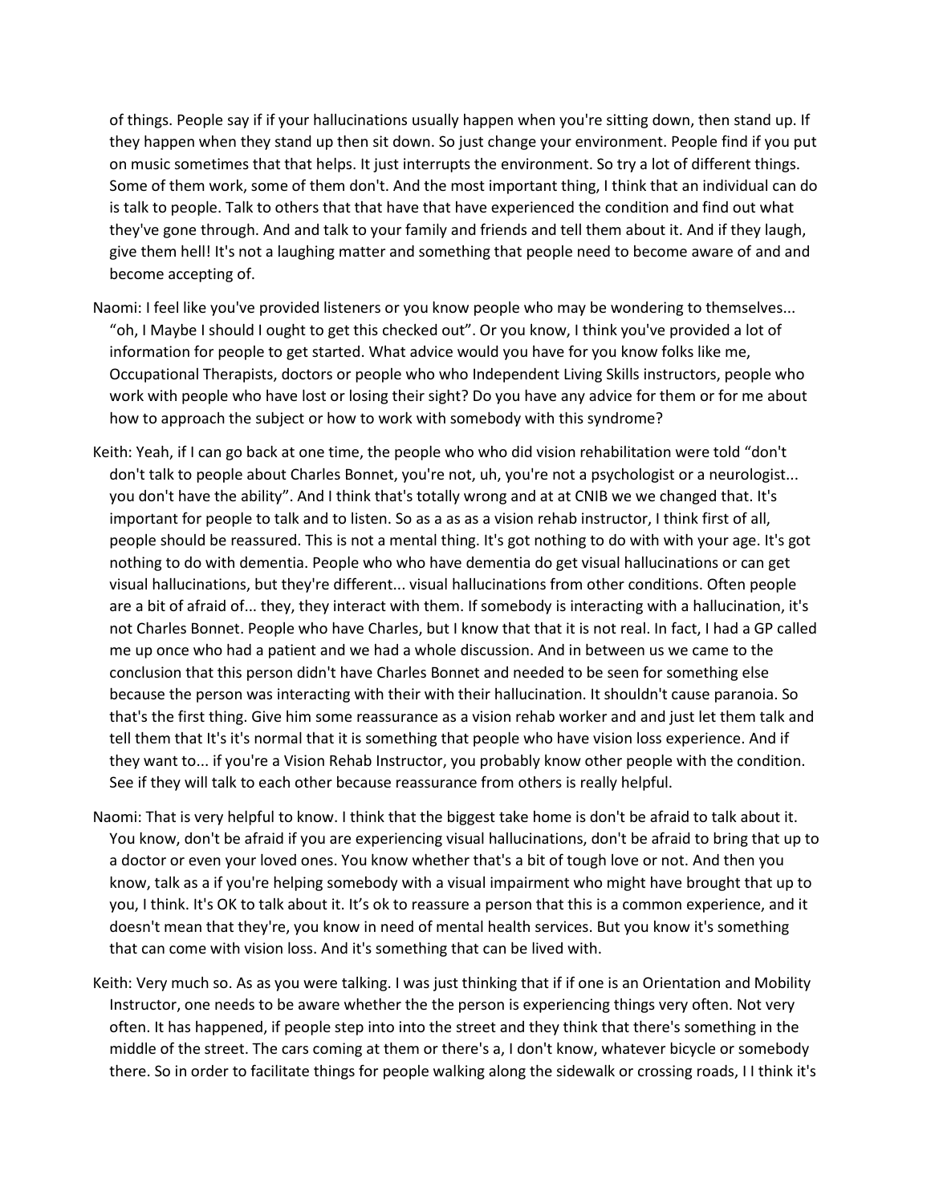of things. People say if if your hallucinations usually happen when you're sitting down, then stand up. If they happen when they stand up then sit down. So just change your environment. People find if you put on music sometimes that that helps. It just interrupts the environment. So try a lot of different things. Some of them work, some of them don't. And the most important thing, I think that an individual can do is talk to people. Talk to others that that have that have experienced the condition and find out what they've gone through. And and talk to your family and friends and tell them about it. And if they laugh, give them hell! It's not a laughing matter and something that people need to become aware of and and become accepting of.

Naomi: I feel like you've provided listeners or you know people who may be wondering to themselves... “oh, I Maybe I should I ought to get this checked out”. Or you know, I think you've provided a lot of information for people to get started. What advice would you have for you know folks like me, Occupational Therapists, doctors or people who who Independent Living Skills instructors, people who work with people who have lost or losing their sight? Do you have any advice for them or for me about how to approach the subject or how to work with somebody with this syndrome?

Keith: Yeah, if I can go back at one time, the people who who did vision rehabilitation were told “don't don't talk to people about Charles Bonnet, you're not, uh, you're not a psychologist or a neurologist... you don't have the ability”. And I think that's totally wrong and at at CNIB we we changed that. It's important for people to talk and to listen. So as a as as a vision rehab instructor, I think first of all, people should be reassured. This is not a mental thing. It's got nothing to do with with your age. It's got nothing to do with dementia. People who who have dementia do get visual hallucinations or can get visual hallucinations, but they're different... visual hallucinations from other conditions. Often people are a bit of afraid of... they, they interact with them. If somebody is interacting with a hallucination, it's not Charles Bonnet. People who have Charles, but I know that that it is not real. In fact, I had a GP called me up once who had a patient and we had a whole discussion. And in between us we came to the conclusion that this person didn't have Charles Bonnet and needed to be seen for something else because the person was interacting with their with their hallucination. It shouldn't cause paranoia. So that's the first thing. Give him some reassurance as a vision rehab worker and and just let them talk and tell them that It's it's normal that it is something that people who have vision loss experience. And if they want to... if you're a Vision Rehab Instructor, you probably know other people with the condition. See if they will talk to each other because reassurance from others is really helpful.

Naomi: That is very helpful to know. I think that the biggest take home is don't be afraid to talk about it. You know, don't be afraid if you are experiencing visual hallucinations, don't be afraid to bring that up to a doctor or even your loved ones. You know whether that's a bit of tough love or not. And then you know, talk as a if you're helping somebody with a visual impairment who might have brought that up to you, I think. It's OK to talk about it. It’s ok to reassure a person that this is a common experience, and it doesn't mean that they're, you know in need of mental health services. But you know it's something that can come with vision loss. And it's something that can be lived with.

Keith: Very much so. As as you were talking. I was just thinking that if if one is an Orientation and Mobility Instructor, one needs to be aware whether the the person is experiencing things very often. Not very often. It has happened, if people step into into the street and they think that there's something in the middle of the street. The cars coming at them or there's a, I don't know, whatever bicycle or somebody there. So in order to facilitate things for people walking along the sidewalk or crossing roads, I I think it's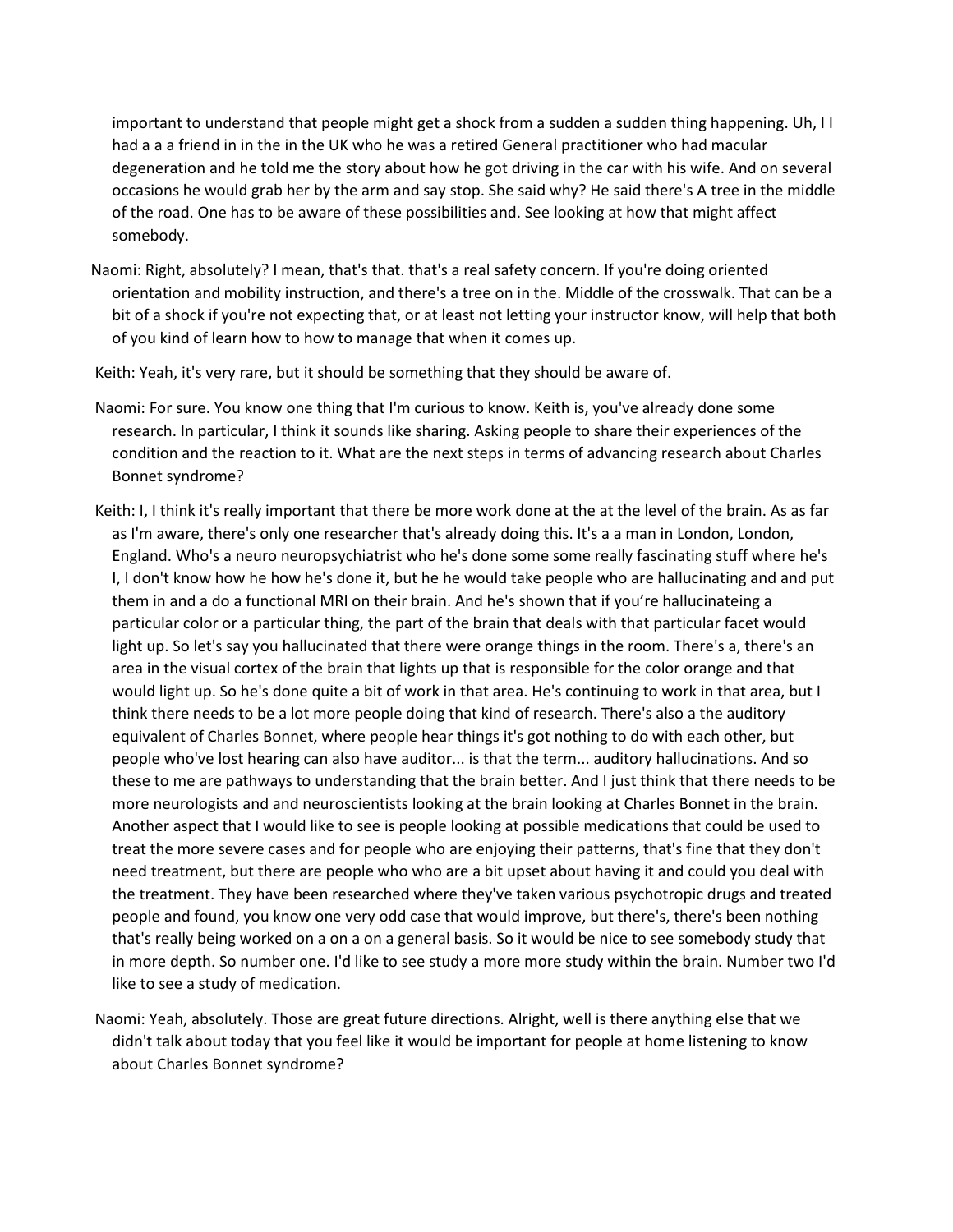important to understand that people might get a shock from a sudden a sudden thing happening. Uh, I I had a a a friend in in the in the UK who he was a retired General practitioner who had macular degeneration and he told me the story about how he got driving in the car with his wife. And on several occasions he would grab her by the arm and say stop. She said why? He said there's A tree in the middle of the road. One has to be aware of these possibilities and. See looking at how that might affect somebody.

Naomi: Right, absolutely? I mean, that's that. that's a real safety concern. If you're doing oriented orientation and mobility instruction, and there's a tree on in the. Middle of the crosswalk. That can be a bit of a shock if you're not expecting that, or at least not letting your instructor know, will help that both of you kind of learn how to how to manage that when it comes up.

Keith: Yeah, it's very rare, but it should be something that they should be aware of.

Naomi: For sure. You know one thing that I'm curious to know. Keith is, you've already done some research. In particular, I think it sounds like sharing. Asking people to share their experiences of the condition and the reaction to it. What are the next steps in terms of advancing research about Charles Bonnet syndrome?

Keith: I, I think it's really important that there be more work done at the at the level of the brain. As as far as I'm aware, there's only one researcher that's already doing this. It's a a man in London, London, England. Who's a neuro neuropsychiatrist who he's done some some really fascinating stuff where he's I, I don't know how he how he's done it, but he he would take people who are hallucinating and and put them in and a do a functional MRI on their brain. And he's shown that if you're hallucinateing a particular color or a particular thing, the part of the brain that deals with that particular facet would light up. So let's say you hallucinated that there were orange things in the room. There's a, there's an area in the visual cortex of the brain that lights up that is responsible for the color orange and that would light up. So he's done quite a bit of work in that area. He's continuing to work in that area, but I think there needs to be a lot more people doing that kind of research. There's also a the auditory equivalent of Charles Bonnet, where people hear things it's got nothing to do with each other, but people who've lost hearing can also have auditor... is that the term... auditory hallucinations. And so these to me are pathways to understanding that the brain better. And I just think that there needs to be more neurologists and and neuroscientists looking at the brain looking at Charles Bonnet in the brain. Another aspect that I would like to see is people looking at possible medications that could be used to treat the more severe cases and for people who are enjoying their patterns, that's fine that they don't need treatment, but there are people who who are a bit upset about having it and could you deal with the treatment. They have been researched where they've taken various psychotropic drugs and treated people and found, you know one very odd case that would improve, but there's, there's been nothing that's really being worked on a on a on a general basis. So it would be nice to see somebody study that in more depth. So number one. I'd like to see study a more more study within the brain. Number two I'd like to see a study of medication.

Naomi: Yeah, absolutely. Those are great future directions. Alright, well is there anything else that we didn't talk about today that you feel like it would be important for people at home listening to know about Charles Bonnet syndrome?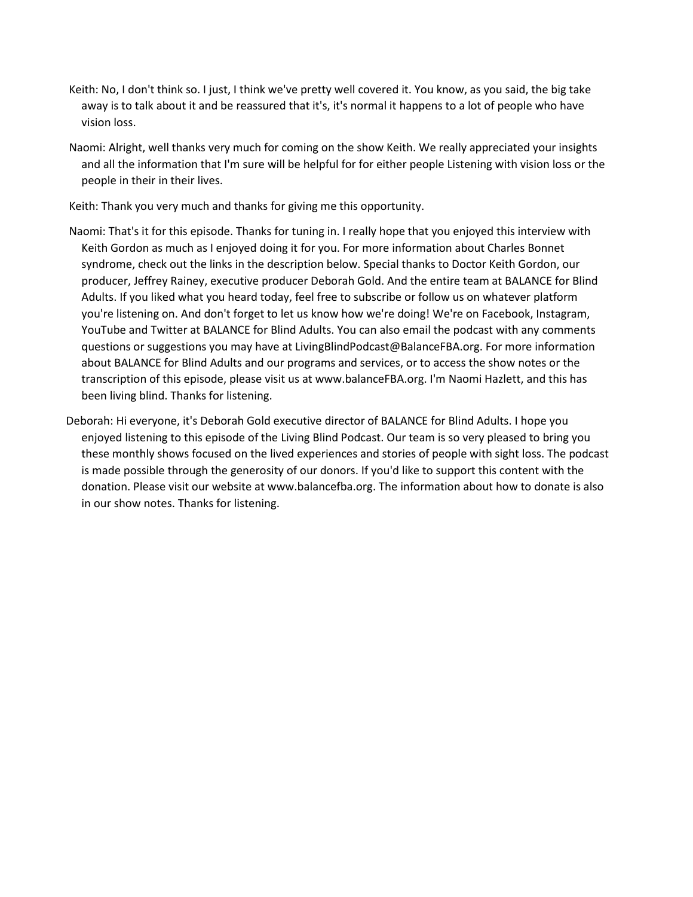Keith: No, I don't think so. I just, I think we've pretty well covered it. You know, as you said, the big take away is to talk about it and be reassured that it's, it's normal it happens to a lot of people who have vision loss.

Naomi: Alright, well thanks very much for coming on the show Keith. We really appreciated your insights and all the information that I'm sure will be helpful for for either people Listening with vision loss or the people in their in their lives.

Keith: Thank you very much and thanks for giving me this opportunity.

Naomi: That's it for this episode. Thanks for tuning in. I really hope that you enjoyed this interview with Keith Gordon as much as I enjoyed doing it for you. For more information about Charles Bonnet syndrome, check out the links in the description below. Special thanks to Doctor Keith Gordon, our producer, Jeffrey Rainey, executive producer Deborah Gold. And the entire team at BALANCE for Blind Adults. If you liked what you heard today, feel free to subscribe or follow us on whatever platform you're listening on. And don't forget to let us know how we're doing! We're on Facebook, Instagram, YouTube and Twitter at BALANCE for Blind Adults. You can also email the podcast with any comments questions or suggestions you may have at LivingBlindPodcast@BalanceFBA.org. For more information about BALANCE for Blind Adults and our programs and services, or to access the show notes or the transcription of this episode, please visit us at www.balanceFBA.org. I'm Naomi Hazlett, and this has been living blind. Thanks for listening.

Deborah: Hi everyone, it's Deborah Gold executive director of BALANCE for Blind Adults. I hope you enjoyed listening to this episode of the Living Blind Podcast. Our team is so very pleased to bring you these monthly shows focused on the lived experiences and stories of people with sight loss. The podcast is made possible through the generosity of our donors. If you'd like to support this content with the donation. Please visit our website at www.balancefba.org. The information about how to donate is also in our show notes. Thanks for listening.